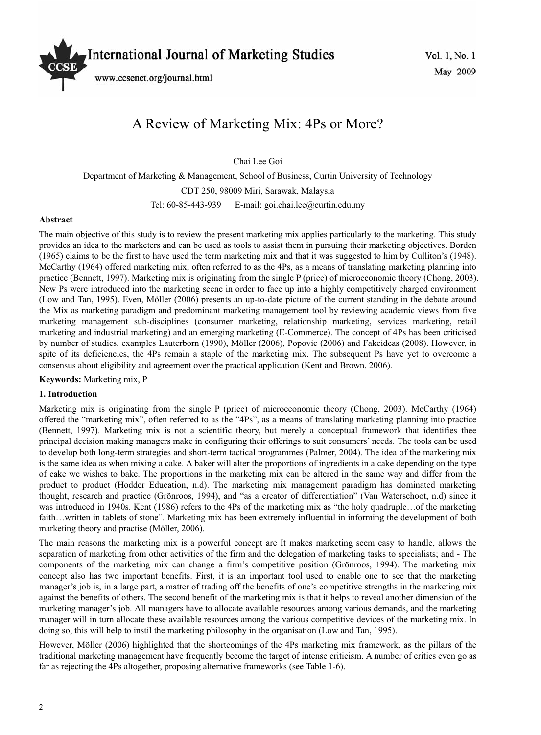# A Review of Marketing Mix: 4Ps or More?

Chai Lee Goi

Department of Marketing & Management, School of Business, Curtin University of Technology

CDT 250, 98009 Miri, Sarawak, Malaysia

Tel: 60-85-443-939 E-mail: goi.chai.lee@curtin.edu.my

**Abstract**

The main objective of this study is to review the present marketing mix applies particularly to the marketing. This study provides an idea to the marketers and can be used as tools to assist them in pursuing their marketing objectives. Borden (1965) claims to be the first to have used the term marketing mix and that it was suggested to him by Culliton's (1948). McCarthy (1964) offered marketing mix, often referred to as the 4Ps, as a means of translating marketing planning into practice (Bennett, 1997). Marketing mix is originating from the single P (price) of microeconomic theory (Chong, 2003). New Ps were introduced into the marketing scene in order to face up into a highly competitively charged environment (Low and Tan, 1995). Even, Möller (2006) presents an up-to-date picture of the current standing in the debate around the Mix as marketing paradigm and predominant marketing management tool by reviewing academic views from five marketing management sub-disciplines (consumer marketing, relationship marketing, services marketing, retail marketing and industrial marketing) and an emerging marketing (E-Commerce). The concept of 4Ps has been criticised by number of studies, examples Lauterborn (1990), Möller (2006), Popovic (2006) and Fakeideas (2008). However, in spite of its deficiencies, the 4Ps remain a staple of the marketing mix. The subsequent Ps have yet to overcome a consensus about eligibility and agreement over the practical application (Kent and Brown, 2006).

**Keywords:** Marketing mix, P

## 1. Introduction

Marketing mix is originating from the single P (price) of microeconomic theory (Chong, 2003). McCarthy (1964) offered the "marketing mix", often referred to as the "4Ps", as a means of translating marketing planning into practice (Bennett, 1997). Marketing mix is not a scientific theory, but merely a conceptual framework that identifies thee principal decision making managers make in configuring their offerings to suit consumers' needs. The tools can be used to develop both long-term strategies and short-term tactical programmes (Palmer, 2004). The idea of the marketing mix is the same idea as when mixing a cake. A baker will alter the proportions of ingredients in a cake depending on the type of cake we wishes to bake. The proportions in the marketing mix can be altered in the same way and differ from the product to product (Hodder Education, n.d). The marketing mix management paradigm has dominated marketing thought, research and practice (Grönroos, 1994), and "as a creator of differentiation" (Van Waterschoot, n.d) since it was introduced in 1940s. Kent (1986) refers to the 4Ps of the marketing mix as "the holy quadruple…of the marketing faith…written in tablets of stone". Marketing mix has been extremely influential in informing the development of both marketing theory and practise (Möller, 2006).

The main reasons the marketing mix is a powerful concept are It makes marketing seem easy to handle, allows the separation of marketing from other activities of the firm and the delegation of marketing tasks to specialists; and - The components of the marketing mix can change a firm's competitive position (Grönroos, 1994). The marketing mix concept also has two important benefits. First, it is an important tool used to enable one to see that the marketing manager's job is, in a large part, a matter of trading off the benefits of one's competitive strengths in the marketing mix against the benefits of others. The second benefit of the marketing mix is that it helps to reveal another dimension of the marketing manager's job. All managers have to allocate available resources among various demands, and the marketing manager will in turn allocate these available resources among the various competitive devices of the marketing mix. In doing so, this will help to instil the marketing philosophy in the organisation (Low and Tan, 1995).

However, Möller (2006) highlighted that the shortcomings of the 4Ps marketing mix framework, as the pillars of the traditional marketing management have frequently become the target of intense criticism. A number of critics even go as far as rejecting the 4Ps altogether, proposing alternative frameworks (see Table 1-6).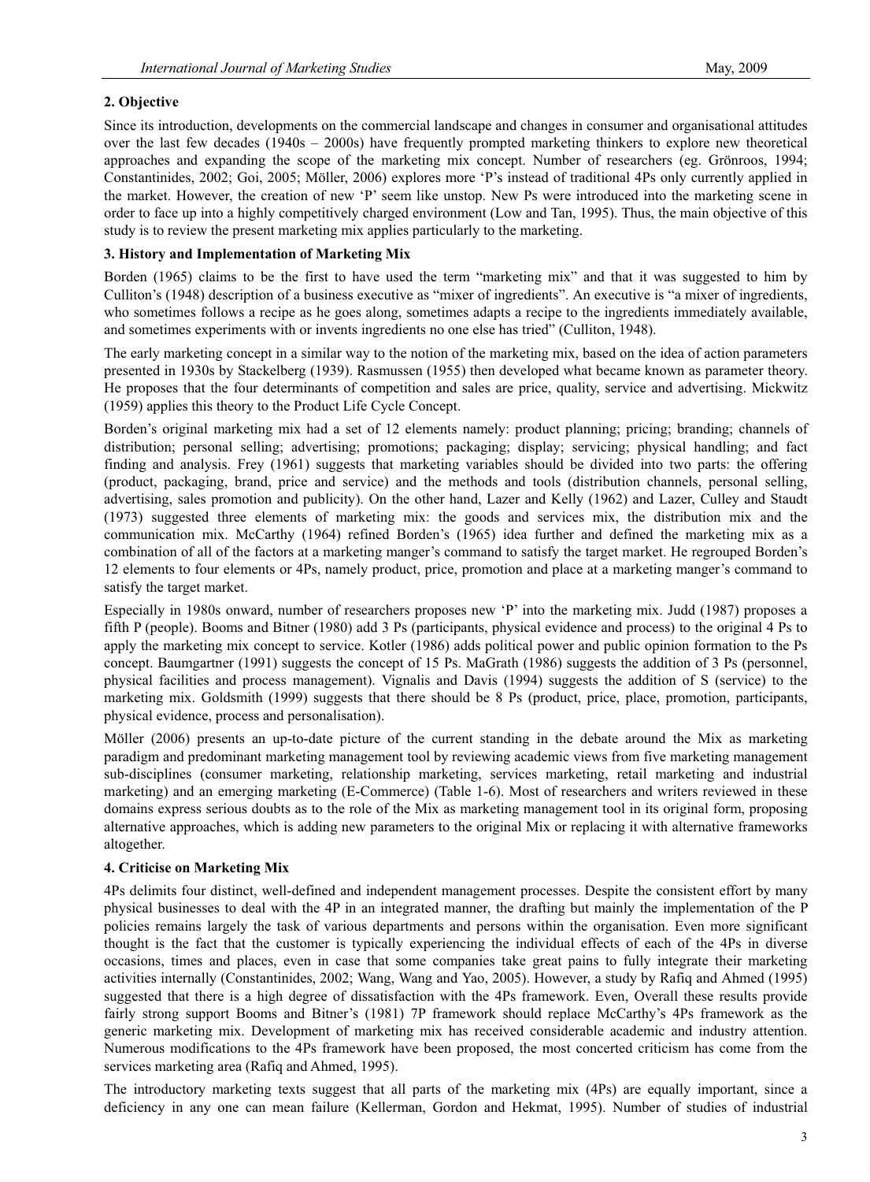## 2. Objective

Since its introduction, developments on the commercial landscape and changes in consumer and organisational attitudes over the last few decades (1940s – 2000s) have frequently prompted marketing thinkers to explore new theoretical approaches and expanding the scope of the marketing mix concept. Number of researchers (eg. Grönroos, 1994; Constantinides, 2002; Goi, 2005; Möller, 2006) explores more 'P's instead of traditional 4Ps only currently applied in the market. However, the creation of new 'P' seem like unstop. New Ps were introduced into the marketing scene in order to face up into a highly competitively charged environment (Low and Tan, 1995). Thus, the main objective of this study is to review the present marketing mix applies particularly to the marketing.

## 3. History and Implementation of Marketing Mix

Borden (1965) claims to be the first to have used the term "marketing mix" and that it was suggested to him by Culliton's (1948) description of a business executive as "mixer of ingredients". An executive is "a mixer of ingredients, who sometimes follows a recipe as he goes along, sometimes adapts a recipe to the ingredients immediately available, and sometimes experiments with or invents ingredients no one else has tried" (Culliton, 1948).

The early marketing concept in a similar way to the notion of the marketing mix, based on the idea of action parameters presented in 1930s by Stackelberg (1939). Rasmussen (1955) then developed what became known as parameter theory. He proposes that the four determinants of competition and sales are price, quality, service and advertising. Mickwitz (1959) applies this theory to the Product Life Cycle Concept.

Borden's original marketing mix had a set of 12 elements namely: product planning; pricing; branding; channels of distribution; personal selling; advertising; promotions; packaging; display; servicing; physical handling; and fact finding and analysis. Frey (1961) suggests that marketing variables should be divided into two parts: the offering (product, packaging, brand, price and service) and the methods and tools (distribution channels, personal selling, advertising, sales promotion and publicity). On the other hand, Lazer and Kelly (1962) and Lazer, Culley and Staudt (1973) suggested three elements of marketing mix: the goods and services mix, the distribution mix and the communication mix. McCarthy (1964) refined Borden's (1965) idea further and defined the marketing mix as a combination of all of the factors at a marketing manger's command to satisfy the target market. He regrouped Borden's 12 elements to four elements or 4Ps, namely product, price, promotion and place at a marketing manger's command to satisfy the target market.

Especially in 1980s onward, number of researchers proposes new 'P' into the marketing mix. Judd (1987) proposes a fifth P (people). Booms and Bitner (1980) add 3 Ps (participants, physical evidence and process) to the original 4 Ps to apply the marketing mix concept to service. Kotler (1986) adds political power and public opinion formation to the Ps concept. Baumgartner (1991) suggests the concept of 15 Ps. MaGrath (1986) suggests the addition of 3 Ps (personnel, physical facilities and process management). Vignalis and Davis (1994) suggests the addition of S (service) to the marketing mix. Goldsmith (1999) suggests that there should be 8 Ps (product, price, place, promotion, participants, physical evidence, process and personalisation).

Möller (2006) presents an up-to-date picture of the current standing in the debate around the Mix as marketing paradigm and predominant marketing management tool by reviewing academic views from five marketing management sub-disciplines (consumer marketing, relationship marketing, services marketing, retail marketing and industrial marketing) and an emerging marketing (E-Commerce) (Table 1-6). Most of researchers and writers reviewed in these domains express serious doubts as to the role of the Mix as marketing management tool in its original form, proposing alternative approaches, which is adding new parameters to the original Mix or replacing it with alternative frameworks altogether.

## 4. Criticise on Marketing Mix

4Ps delimits four distinct, well-defined and independent management processes. Despite the consistent effort by many physical businesses to deal with the 4P in an integrated manner, the drafting but mainly the implementation of the P policies remains largely the task of various departments and persons within the organisation. Even more significant thought is the fact that the customer is typically experiencing the individual effects of each of the 4Ps in diverse occasions, times and places, even in case that some companies take great pains to fully integrate their marketing activities internally (Constantinides, 2002; Wang, Wang and Yao, 2005). However, a study by Rafiq and Ahmed (1995) suggested that there is a high degree of dissatisfaction with the 4Ps framework. Even, Overall these results provide fairly strong support Booms and Bitner's (1981) 7P framework should replace McCarthy's 4Ps framework as the generic marketing mix. Development of marketing mix has received considerable academic and industry attention. Numerous modifications to the 4Ps framework have been proposed, the most concerted criticism has come from the services marketing area (Rafiq and Ahmed, 1995).

The introductory marketing texts suggest that all parts of the marketing mix (4Ps) are equally important, since a deficiency in any one can mean failure (Kellerman, Gordon and Hekmat, 1995). Number of studies of industrial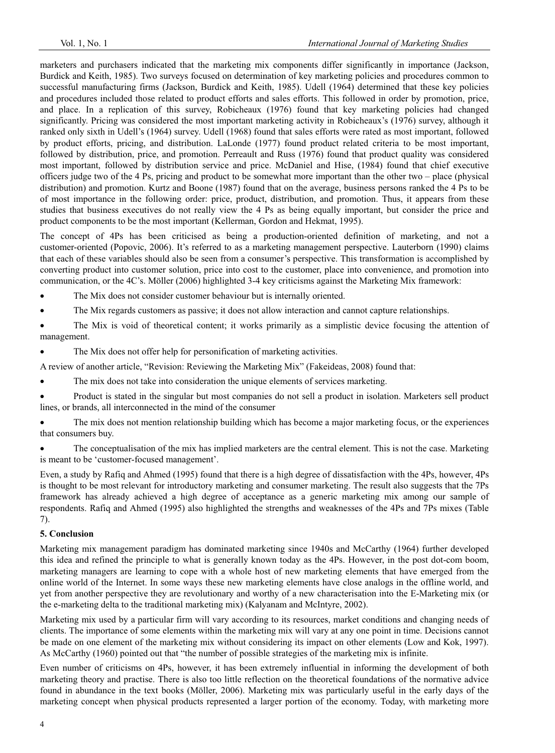marketers and purchasers indicated that the marketing mix components differ significantly in importance (Jackson, Burdick and Keith, 1985). Two surveys focused on determination of key marketing policies and procedures common to successful manufacturing firms (Jackson, Burdick and Keith, 1985). Udell (1964) determined that these key policies and procedures included those related to product efforts and sales efforts. This followed in order by promotion, price, and place. In a replication of this survey, Robicheaux (1976) found that key marketing policies had changed significantly. Pricing was considered the most important marketing activity in Robicheaux's (1976) survey, although it ranked only sixth in Udell's (1964) survey. Udell (1968) found that sales efforts were rated as most important, followed by product efforts, pricing, and distribution. LaLonde (1977) found product related criteria to be most important, followed by distribution, price, and promotion. Perreault and Russ (1976) found that product quality was considered most important, followed by distribution service and price. McDaniel and Hise, (1984) found that chief executive officers judge two of the 4 Ps, pricing and product to be somewhat more important than the other two – place (physical distribution) and promotion. Kurtz and Boone (1987) found that on the average, business persons ranked the 4 Ps to be of most importance in the following order: price, product, distribution, and promotion. Thus, it appears from these studies that business executives do not really view the 4 Ps as being equally important, but consider the price and product components to be the most important (Kellerman, Gordon and Hekmat, 1995).

The concept of 4Ps has been criticised as being a production-oriented definition of marketing, and not a customer-oriented (Popovic, 2006). It's referred to as a marketing management perspective. Lauterborn (1990) claims that each of these variables should also be seen from a consumer's perspective. This transformation is accomplished by converting product into customer solution, price into cost to the customer, place into convenience, and promotion into communication, or the 4C's. Möller (2006) highlighted 3-4 key criticisms against the Marketing Mix framework:

- The Mix does not consider customer behaviour but is internally oriented.
- The Mix regards customers as passive; it does not allow interaction and cannot capture relationships.
- The Mix is void of theoretical content; it works primarily as a simplistic device focusing the attention of management.
- The Mix does not offer help for personification of marketing activities.

A review of another article, "Revision: Reviewing the Marketing Mix" (Fakeideas, 2008) found that:

- The mix does not take into consideration the unique elements of services marketing.
- Product is stated in the singular but most companies do not sell a product in isolation. Marketers sell product lines, or brands, all interconnected in the mind of the consumer
- The mix does not mention relationship building which has become a major marketing focus, or the experiences that consumers buy.
- The conceptualisation of the mix has implied marketers are the central element. This is not the case. Marketing is meant to be 'customer-focused management'.

Even, a study by Rafiq and Ahmed (1995) found that there is a high degree of dissatisfaction with the 4Ps, however, 4Ps is thought to be most relevant for introductory marketing and consumer marketing. The result also suggests that the 7Ps framework has already achieved a high degree of acceptance as a generic marketing mix among our sample of respondents. Rafiq and Ahmed (1995) also highlighted the strengths and weaknesses of the 4Ps and 7Ps mixes (Table 7).

## 5. Conclusion

Marketing mix management paradigm has dominated marketing since 1940s and McCarthy (1964) further developed this idea and refined the principle to what is generally known today as the 4Ps. However, in the post dot-com boom, marketing managers are learning to cope with a whole host of new marketing elements that have emerged from the online world of the Internet. In some ways these new marketing elements have close analogs in the offline world, and yet from another perspective they are revolutionary and worthy of a new characterisation into the E-Marketing mix (or the e-marketing delta to the traditional marketing mix) (Kalyanam and McIntyre, 2002).

Marketing mix used by a particular firm will vary according to its resources, market conditions and changing needs of clients. The importance of some elements within the marketing mix will vary at any one point in time. Decisions cannot be made on one element of the marketing mix without considering its impact on other elements (Low and Kok, 1997). As McCarthy (1960) pointed out that "the number of possible strategies of the marketing mix is infinite.

Even number of criticisms on 4Ps, however, it has been extremely influential in informing the development of both marketing theory and practise. There is also too little reflection on the theoretical foundations of the normative advice found in abundance in the text books (Möller, 2006). Marketing mix was particularly useful in the early days of the marketing concept when physical products represented a larger portion of the economy. Today, with marketing more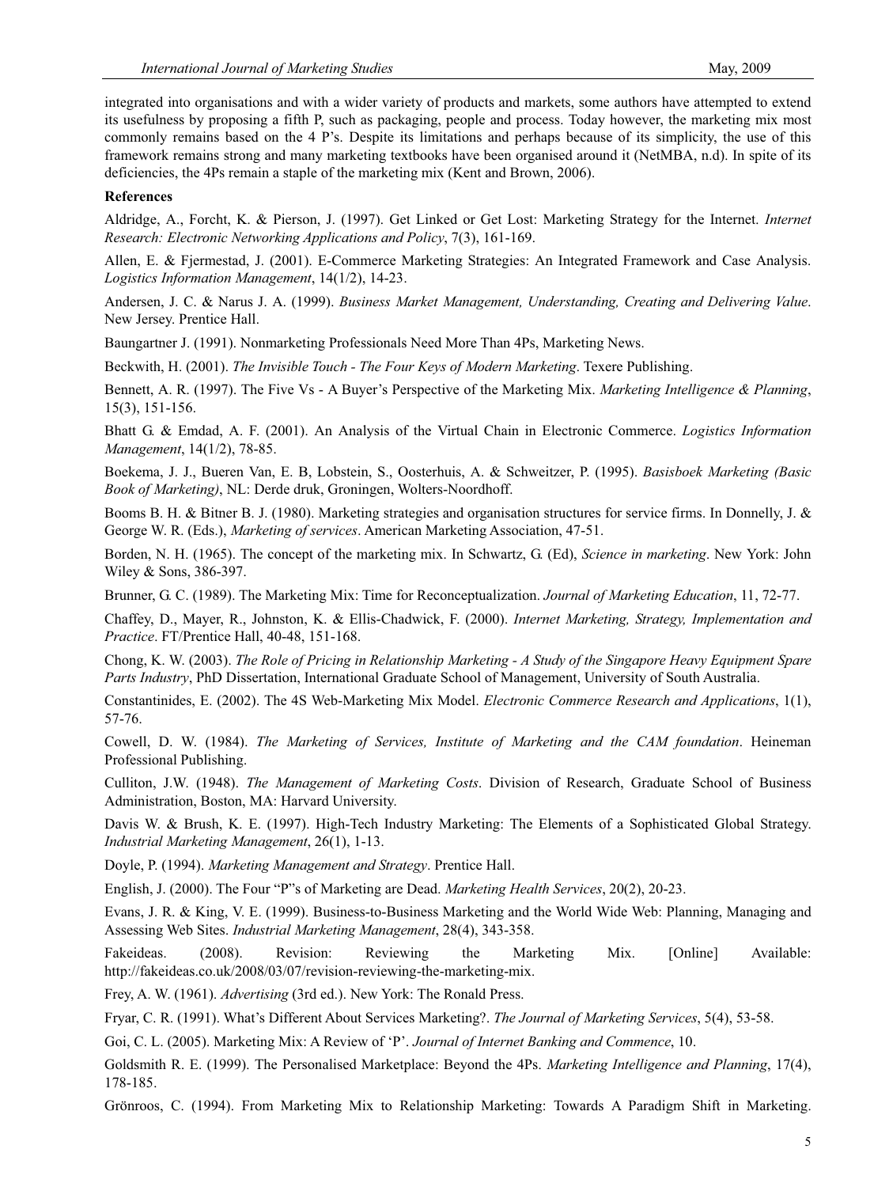integrated into organisations and with a wider variety of products and markets, some authors have attempted to extend its usefulness by proposing a fifth P, such as packaging, people and process. Today however, the marketing mix most commonly remains based on the 4 P's. Despite its limitations and perhaps because of its simplicity, the use of this framework remains strong and many marketing textbooks have been organised around it (NetMBA, n.d). In spite of its deficiencies, the 4Ps remain a staple of the marketing mix (Kent and Brown, 2006).

**References**

Aldridge, A., Forcht, K. & Pierson, J. (1997). Get Linked or Get Lost: Marketing Strategy for the Internet. *Internet Research: Electronic Networking Applications and Policy*, 7(3), 161-169.

Allen, E. & Fjermestad, J. (2001). E-Commerce Marketing Strategies: An Integrated Framework and Case Analysis. *Logistics Information Management*, 14(1/2), 14-23.

Andersen, J. C. & Narus J. A. (1999). *Business Market Management, Understanding, Creating and Delivering Value*. New Jersey. Prentice Hall.

Baungartner J. (1991). Nonmarketing Professionals Need More Than 4Ps, Marketing News.

Beckwith, H. (2001). *The Invisible Touch - The Four Keys of Modern Marketing*. Texere Publishing.

Bennett, A. R. (1997). The Five Vs - A Buyer's Perspective of the Marketing Mix. *Marketing Intelligence & Planning*, 15(3), 151-156.

Bhatt G. & Emdad, A. F. (2001). An Analysis of the Virtual Chain in Electronic Commerce. *Logistics Information Management*, 14(1/2), 78-85.

Boekema, J. J., Bueren Van, E. B, Lobstein, S., Oosterhuis, A. & Schweitzer, P. (1995). *Basisboek Marketing (Basic Book of Marketing)*, NL: Derde druk, Groningen, Wolters-Noordhoff.

Booms B. H. & Bitner B. J. (1980). Marketing strategies and organisation structures for service firms. In Donnelly, J. & George W. R. (Eds.), *Marketing of services*. American Marketing Association, 47-51.

Borden, N. H. (1965). The concept of the marketing mix. In Schwartz, G. (Ed), *Science in marketing*. New York: John Wiley & Sons, 386-397.

Brunner, G. C. (1989). The Marketing Mix: Time for Reconceptualization. *Journal of Marketing Education*, 11, 72-77.

Chaffey, D., Mayer, R., Johnston, K. & Ellis-Chadwick, F. (2000). *Internet Marketing, Strategy, Implementation and Practice*. FT/Prentice Hall, 40-48, 151-168.

Chong, K. W. (2003). *The Role of Pricing in Relationship Marketing - A Study of the Singapore Heavy Equipment Spare Parts Industry*, PhD Dissertation, International Graduate School of Management, University of South Australia.

Constantinides, E. (2002). The 4S Web-Marketing Mix Model. *Electronic Commerce Research and Applications*, 1(1), 57-76.

Cowell, D. W. (1984). *The Marketing of Services, Institute of Marketing and the CAM foundation*. Heineman Professional Publishing.

Culliton, J.W. (1948). *The Management of Marketing Costs*. Division of Research, Graduate School of Business Administration, Boston, MA: Harvard University.

Davis W. & Brush, K. E. (1997). High-Tech Industry Marketing: The Elements of a Sophisticated Global Strategy. *Industrial Marketing Management*, 26(1), 1-13.

Doyle, P. (1994). *Marketing Management and Strategy*. Prentice Hall.

English, J. (2000). The Four "P"s of Marketing are Dead. *Marketing Health Services*, 20(2), 20-23.

Evans, J. R. & King, V. E. (1999). Business-to-Business Marketing and the World Wide Web: Planning, Managing and Assessing Web Sites. *Industrial Marketing Management*, 28(4), 343-358.

Fakeideas. (2008). Revision: Reviewing the Marketing Mix. [Online] Available: http://fakeideas.co.uk/2008/03/07/revision-reviewing-the-marketing-mix.

Frey, A. W. (1961). *Advertising* (3rd ed.). New York: The Ronald Press.

Fryar, C. R. (1991). What's Different About Services Marketing?. *The Journal of Marketing Services*, 5(4), 53-58.

Goi, C. L. (2005). Marketing Mix: A Review of 'P'. *Journal of Internet Banking and Commence*, 10.

Goldsmith R. E. (1999). The Personalised Marketplace: Beyond the 4Ps. *Marketing Intelligence and Planning*, 17(4), 178-185.

Grönroos, C. (1994). From Marketing Mix to Relationship Marketing: Towards A Paradigm Shift in Marketing.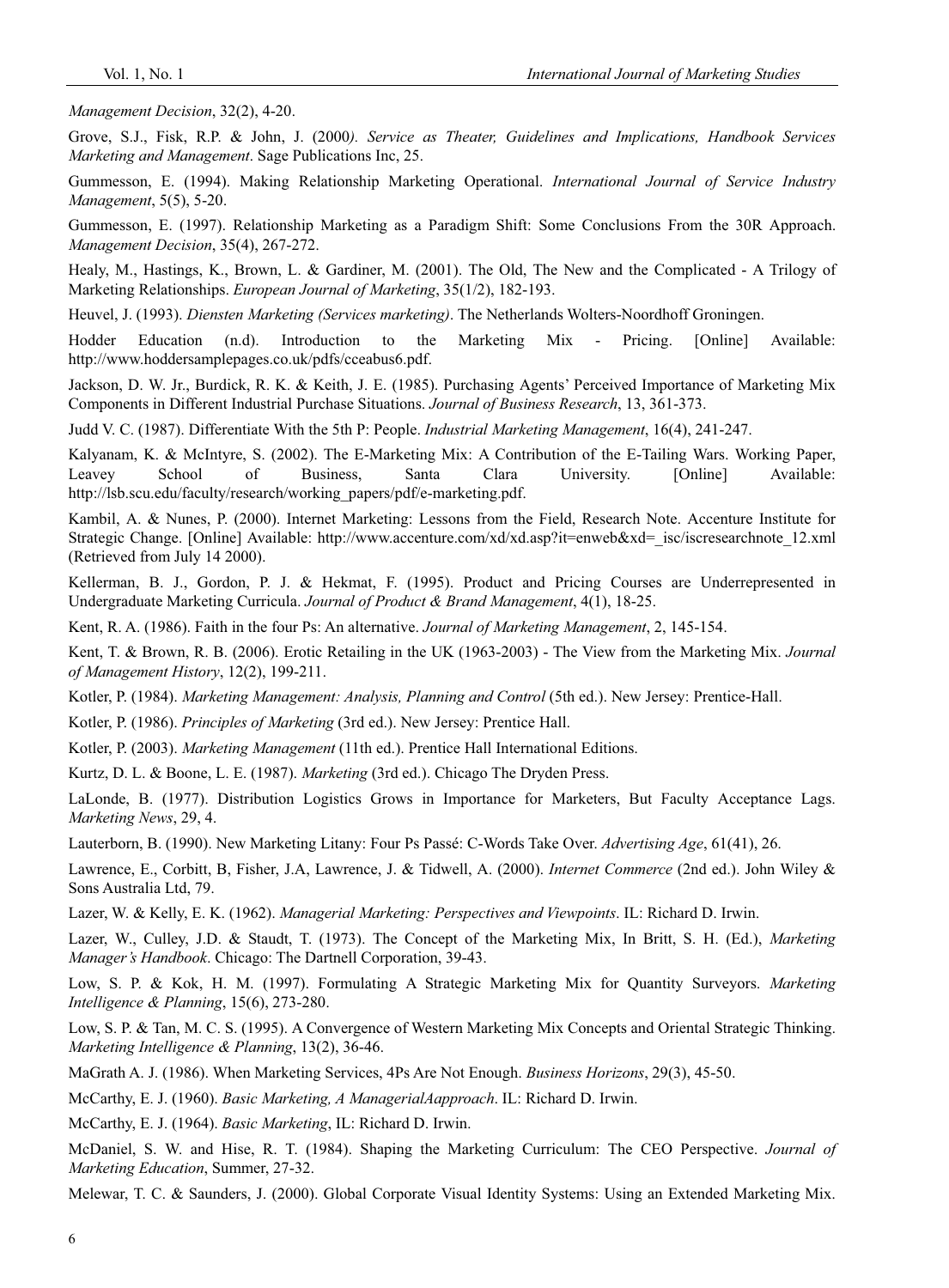*Management Decision*, 32(2), 4-20.

Grove, S.J., Fisk, R.P. & John, J. (2000*). Service as Theater, Guidelines and Implications, Handbook Services Marketing and Management*. Sage Publications Inc, 25.

Gummesson, E. (1994). Making Relationship Marketing Operational. *International Journal of Service Industry Management*, 5(5), 5-20.

Gummesson, E. (1997). Relationship Marketing as a Paradigm Shift: Some Conclusions From the 30R Approach. *Management Decision*, 35(4), 267-272.

Healy, M., Hastings, K., Brown, L. & Gardiner, M. (2001). The Old, The New and the Complicated - A Trilogy of Marketing Relationships. *European Journal of Marketing*, 35(1/2), 182-193.

Heuvel, J. (1993). *Diensten Marketing (Services marketing)*. The Netherlands Wolters-Noordhoff Groningen.

Hodder Education (n.d). Introduction to the Marketing Mix - Pricing. [Online] Available: http://www.hoddersamplepages.co.uk/pdfs/cceabus6.pdf.

Jackson, D. W. Jr., Burdick, R. K. & Keith, J. E. (1985). Purchasing Agents' Perceived Importance of Marketing Mix Components in Different Industrial Purchase Situations. *Journal of Business Research*, 13, 361-373.

Judd V. C. (1987). Differentiate With the 5th P: People. *Industrial Marketing Management*, 16(4), 241-247.

Kalyanam, K. & McIntyre, S. (2002). The E-Marketing Mix: A Contribution of the E-Tailing Wars. Working Paper, Leavey School of Business, Santa Clara University. [Online] Available: http://lsb.scu.edu/faculty/research/working_papers/pdf/e-marketing.pdf.

Kambil, A. & Nunes, P. (2000). Internet Marketing: Lessons from the Field, Research Note. Accenture Institute for Strategic Change. [Online] Available: http://www.accenture.com/xd/xd.asp?it=enweb&xd=_isc/iscresearchnote_12.xml (Retrieved from July 14 2000).

Kellerman, B. J., Gordon, P. J. & Hekmat, F. (1995). Product and Pricing Courses are Underrepresented in Undergraduate Marketing Curricula. *Journal of Product & Brand Management*, 4(1), 18-25.

Kent, R. A. (1986). Faith in the four Ps: An alternative. *Journal of Marketing Management*, 2, 145-154.

Kent, T. & Brown, R. B. (2006). Erotic Retailing in the UK (1963-2003) - The View from the Marketing Mix. *Journal of Management History*, 12(2), 199-211.

Kotler, P. (1984). *Marketing Management: Analysis, Planning and Control* (5th ed.). New Jersey: Prentice-Hall.

Kotler, P. (1986). *Principles of Marketing* (3rd ed.). New Jersey: Prentice Hall.

Kotler, P. (2003). *Marketing Management* (11th ed.). Prentice Hall International Editions.

Kurtz, D. L. & Boone, L. E. (1987). *Marketing* (3rd ed.). Chicago The Dryden Press.

LaLonde, B. (1977). Distribution Logistics Grows in Importance for Marketers, But Faculty Acceptance Lags. *Marketing News*, 29, 4.

Lauterborn, B. (1990). New Marketing Litany: Four Ps Passé: C-Words Take Over. *Advertising Age*, 61(41), 26.

Lawrence, E., Corbitt, B, Fisher, J.A, Lawrence, J. & Tidwell, A. (2000). *Internet Commerce* (2nd ed.). John Wiley & Sons Australia Ltd, 79.

Lazer, W. & Kelly, E. K. (1962). *Managerial Marketing: Perspectives and Viewpoints*. IL: Richard D. Irwin.

Lazer, W., Culley, J.D. & Staudt, T. (1973). The Concept of the Marketing Mix, In Britt, S. H. (Ed.), *Marketing Manager's Handbook*. Chicago: The Dartnell Corporation, 39-43.

Low, S. P. & Kok, H. M. (1997). Formulating A Strategic Marketing Mix for Quantity Surveyors. *Marketing Intelligence & Planning*, 15(6), 273-280.

Low, S. P. & Tan, M. C. S. (1995). A Convergence of Western Marketing Mix Concepts and Oriental Strategic Thinking. *Marketing Intelligence & Planning*, 13(2), 36-46.

MaGrath A. J. (1986). When Marketing Services, 4Ps Are Not Enough. *Business Horizons*, 29(3), 45-50.

McCarthy, E. J. (1960). *Basic Marketing, A ManagerialAapproach*. IL: Richard D. Irwin.

McCarthy, E. J. (1964). *Basic Marketing*, IL: Richard D. Irwin.

McDaniel, S. W. and Hise, R. T. (1984). Shaping the Marketing Curriculum: The CEO Perspective. *Journal of Marketing Education*, Summer, 27-32.

Melewar, T. C. & Saunders, J. (2000). Global Corporate Visual Identity Systems: Using an Extended Marketing Mix.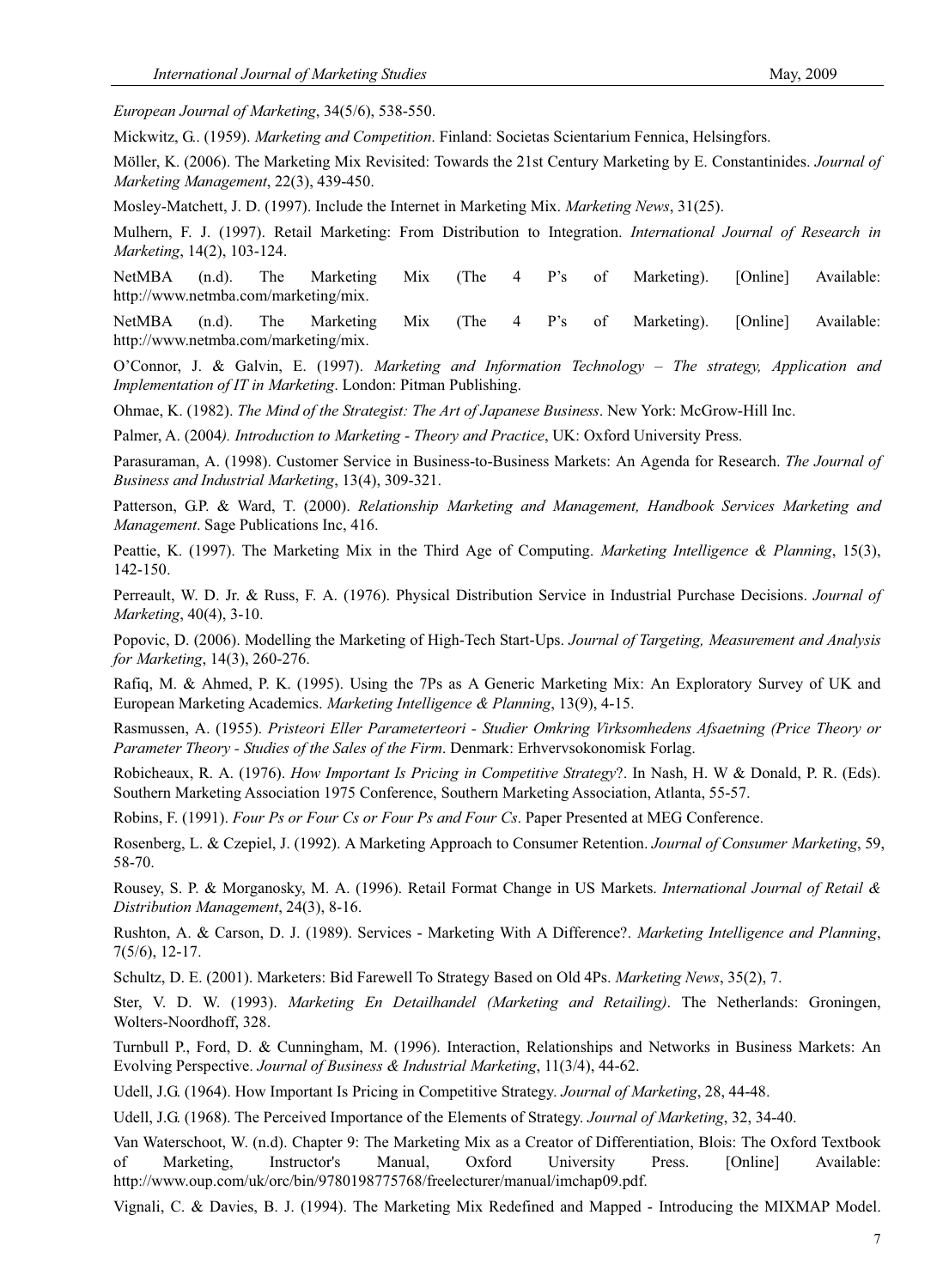*European Journal of Marketing*, 34(5/6), 538-550.

Mickwitz, G.. (1959). *Marketing and Competition*. Finland: Societas Scientarium Fennica, Helsingfors.

Möller, K. (2006). The Marketing Mix Revisited: Towards the 21st Century Marketing by E. Constantinides. *Journal of Marketing Management*, 22(3), 439-450.

Mosley-Matchett, J. D. (1997). Include the Internet in Marketing Mix. *Marketing News*, 31(25).

Mulhern, F. J. (1997). Retail Marketing: From Distribution to Integration. *International Journal of Research in Marketing*, 14(2), 103-124.

NetMBA (n.d). The Marketing Mix (The 4 P's of Marketing). [Online] Available: http://www.netmba.com/marketing/mix.

NetMBA (n.d). The Marketing Mix (The 4 P's of Marketing). [Online] Available: http://www.netmba.com/marketing/mix.

O'Connor, J. & Galvin, E. (1997). *Marketing and Information Technology – The strategy, Application and Implementation of IT in Marketing*. London: Pitman Publishing.

Ohmae, K. (1982). *The Mind of the Strategist: The Art of Japanese Business*. New York: McGrow-Hill Inc.

Palmer, A. (2004*). Introduction to Marketing - Theory and Practice*, UK: Oxford University Press.

Parasuraman, A. (1998). Customer Service in Business-to-Business Markets: An Agenda for Research. *The Journal of Business and Industrial Marketing*, 13(4), 309-321.

Patterson, G.P. & Ward, T. (2000). *Relationship Marketing and Management, Handbook Services Marketing and Management*. Sage Publications Inc, 416.

Peattie, K. (1997). The Marketing Mix in the Third Age of Computing. *Marketing Intelligence & Planning*, 15(3), 142-150.

Perreault, W. D. Jr. & Russ, F. A. (1976). Physical Distribution Service in Industrial Purchase Decisions. *Journal of Marketing*, 40(4), 3-10.

Popovic, D. (2006). Modelling the Marketing of High-Tech Start-Ups. *Journal of Targeting, Measurement and Analysis for Marketing*, 14(3), 260-276.

Rafiq, M. & Ahmed, P. K. (1995). Using the 7Ps as A Generic Marketing Mix: An Exploratory Survey of UK and European Marketing Academics. *Marketing Intelligence & Planning*, 13(9), 4-15.

Rasmussen, A. (1955). *Pristeori Eller Parameterteori - Studier Omkring Virksomhedens Afsaetning (Price Theory or Parameter Theory - Studies of the Sales of the Firm*. Denmark: Erhvervsokonomisk Forlag.

Robicheaux, R. A. (1976). *How Important Is Pricing in Competitive Strategy*?. In Nash, H. W & Donald, P. R. (Eds). Southern Marketing Association 1975 Conference, Southern Marketing Association, Atlanta, 55-57.

Robins, F. (1991). *Four Ps or Four Cs or Four Ps and Four Cs*. Paper Presented at MEG Conference.

Rosenberg, L. & Czepiel, J. (1992). A Marketing Approach to Consumer Retention. *Journal of Consumer Marketing*, 59, 58-70.

Rousey, S. P. & Morganosky, M. A. (1996). Retail Format Change in US Markets. *International Journal of Retail & Distribution Management*, 24(3), 8-16.

Rushton, A. & Carson, D. J. (1989). Services - Marketing With A Difference?. *Marketing Intelligence and Planning*, 7(5/6), 12-17.

Schultz, D. E. (2001). Marketers: Bid Farewell To Strategy Based on Old 4Ps. *Marketing News*, 35(2), 7.

Ster, V. D. W. (1993). *Marketing En Detailhandel (Marketing and Retailing)*. The Netherlands: Groningen, Wolters-Noordhoff, 328.

Turnbull P., Ford, D. & Cunningham, M. (1996). Interaction, Relationships and Networks in Business Markets: An Evolving Perspective. *Journal of Business & Industrial Marketing*, 11(3/4), 44-62.

Udell, J.G. (1964). How Important Is Pricing in Competitive Strategy. *Journal of Marketing*, 28, 44-48.

Udell, J.G. (1968). The Perceived Importance of the Elements of Strategy. *Journal of Marketing*, 32, 34-40.

Van Waterschoot, W. (n.d). Chapter 9: The Marketing Mix as a Creator of Differentiation, Blois: The Oxford Textbook of Marketing, Instructor's Manual, Oxford University Press. [Online] Available: http://www.oup.com/uk/orc/bin/9780198775768/freelecturer/manual/imchap09.pdf.

Vignali, C. & Davies, B. J. (1994). The Marketing Mix Redefined and Mapped - Introducing the MIXMAP Model.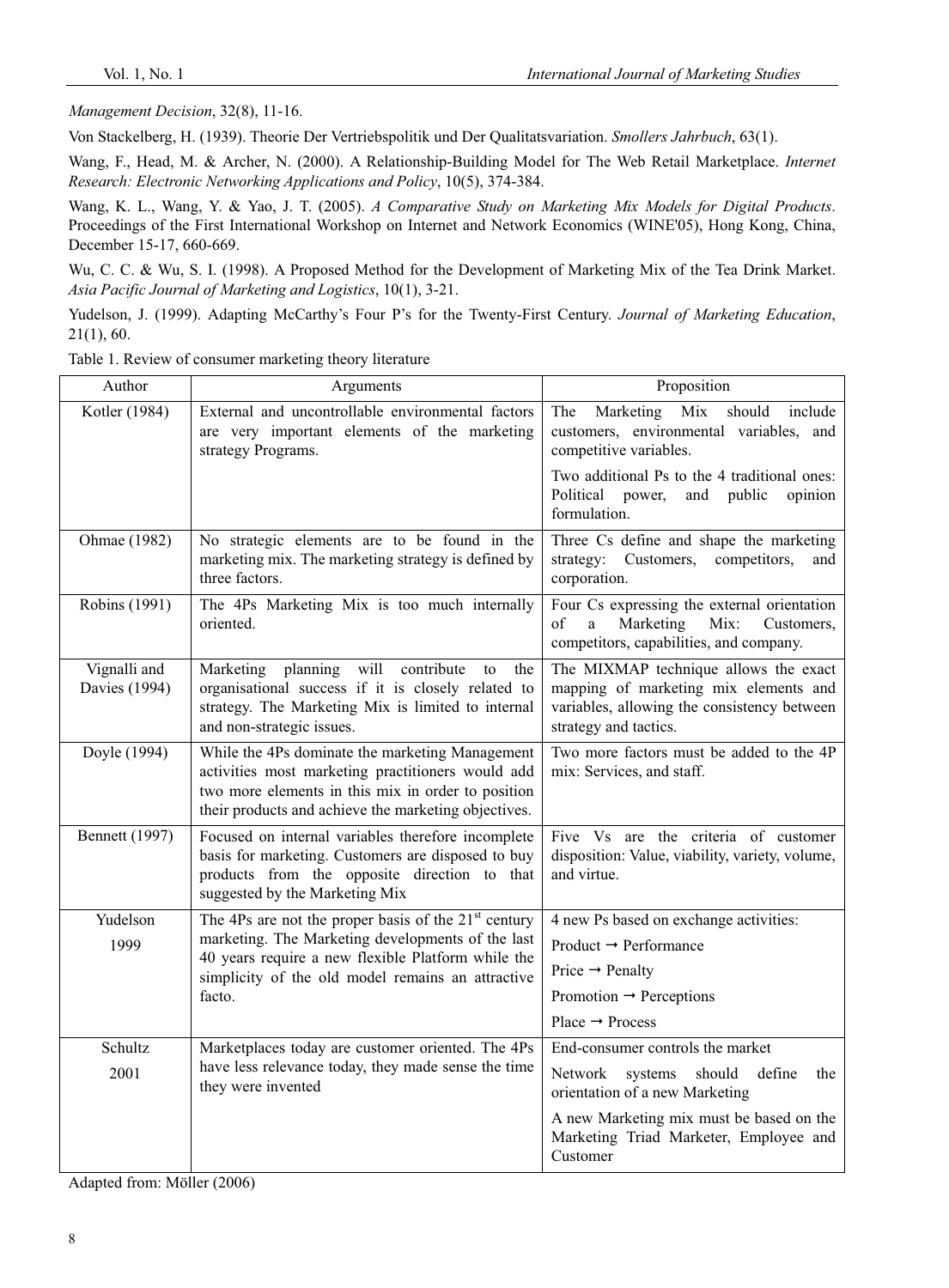*Management Decision*, 32(8), 11-16.

Von Stackelberg, H. (1939). Theorie Der Vertriebspolitik und Der Qualitatsvariation. *Smollers Jahrbuch*, 63(1).

Wang, F., Head, M. & Archer, N. (2000). A Relationship-Building Model for The Web Retail Marketplace. *Internet Research: Electronic Networking Applications and Policy*, 10(5), 374-384.

Wang, K. L., Wang, Y. & Yao, J. T. (2005). *A Comparative Study on Marketing Mix Models for Digital Products*. Proceedings of the First International Workshop on Internet and Network Economics (WINE'05), Hong Kong, China, December 15-17, 660-669.

Wu, C. C. & Wu, S. I. (1998). A Proposed Method for the Development of Marketing Mix of the Tea Drink Market. *Asia Pacific Journal of Marketing and Logistics*, 10(1), 3-21.

Yudelson, J. (1999). Adapting McCarthy's Four P's for the Twenty-First Century. *Journal of Marketing Education*, 21(1), 60.

Table 1. Review of consumer marketing theory literature

| Author | Arguments | Proposition |
|---|---|---|
| Kotler (1984) | External and uncontrollable environmental factors are very important elements of the marketing strategy Programs. | The Marketing Mix should include customers, environmental variables, and competitive variables.<br>Two additional Ps to the 4 traditional ones: Political power, and public opinion formulation. |
| Ohmae (1982) | No strategic elements are to be found in the marketing mix. The marketing strategy is defined by three factors. | Three Cs define and shape the marketing strategy: Customers, competitors, and corporation. |
| Robins (1991) | The 4Ps Marketing Mix is too much internally oriented. | Four Cs expressing the external orientation of a Marketing Mix: Customers, competitors, capabilities, and company. |
| Vignalli and Davies (1994) | Marketing planning will contribute to the organisational success if it is closely related to strategy. The Marketing Mix is limited to internal and non-strategic issues. | The MIXMAP technique allows the exact mapping of marketing mix elements and variables, allowing the consistency between strategy and tactics. |
| Doyle (1994) | While the 4Ps dominate the marketing Management activities most marketing practitioners would add two more elements in this mix in order to position their products and achieve the marketing objectives. | Two more factors must be added to the 4P mix: Services, and staff. |
| Bennett (1997) | Focused on internal variables therefore incomplete basis for marketing. Customers are disposed to buy products from the opposite direction to that suggested by the Marketing Mix | Five Vs are the criteria of customer disposition: Value, viability, variety, volume, and virtue. |
| Yudelson 1999 | The 4Ps are not the proper basis of the 21st century marketing. The Marketing developments of the last 40 years require a new flexible Platform while the simplicity of the old model remains an attractive facto. | 4 new Ps based on exchange activities:<br>Product → Performance<br>Price → Penalty<br>Promotion → Perceptions<br>Place → Process |
| Schultz 2001 | Marketplaces today are customer oriented. The 4Ps have less relevance today, they made sense the time they were invented | End-consumer controls the market<br>Network systems should define the orientation of a new Marketing<br>A new Marketing mix must be based on the Marketing Triad Marketer, Employee and Customer |

Adapted from: Möller (2006)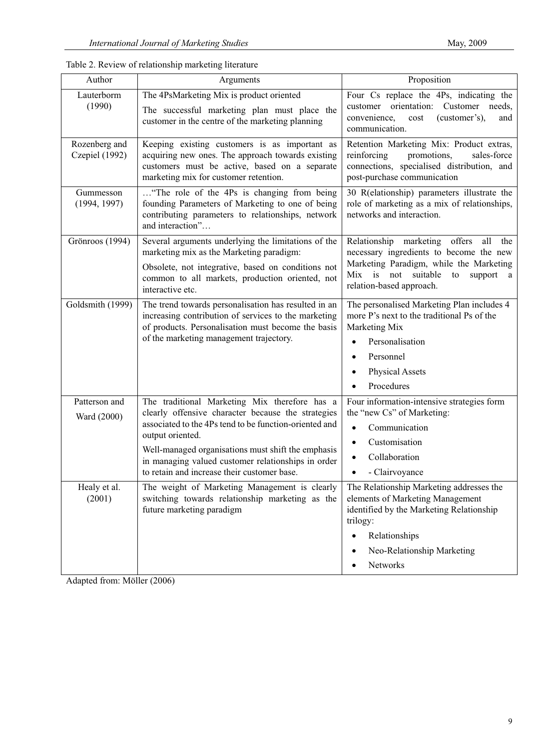Table 2. Review of relationship marketing literature

| Author | Arguments | Proposition |
|---|---|---|
| Lauterborm (1990) | The 4PsMarketing Mix is product oriented<br>The successful marketing plan must place the customer in the centre of the marketing planning | Four Cs replace the 4Ps, indicating the customer orientation: Customer needs, convenience, cost (customer's), and communication. |
| Rozenberg and Czepiel (1992) | Keeping existing customers is as important as acquiring new ones. The approach towards existing customers must be active, based on a separate marketing mix for customer retention. | Retention Marketing Mix: Product extras, reinforcing promotions, sales-force connections, specialised distribution, and post-purchase communication |
| Gummesson (1994, 1997) | …"The role of the 4Ps is changing from being founding Parameters of Marketing to one of being contributing parameters to relationships, network and interaction"… | 30 R(elationship) parameters illustrate the role of marketing as a mix of relationships, networks and interaction. |
| Grönroos (1994) | Several arguments underlying the limitations of the marketing mix as the Marketing paradigm:<br>Obsolete, not integrative, based on conditions not common to all markets, production oriented, not interactive etc. | Relationship marketing offers all the necessary ingredients to become the new Marketing Paradigm, while the Marketing Mix is not suitable to support a relation-based approach. |
| Goldsmith (1999) | The trend towards personalisation has resulted in an increasing contribution of services to the marketing of products. Personalisation must become the basis of the marketing management trajectory. | The personalised Marketing Plan includes 4 more P's next to the traditional Ps of the Marketing Mix<br>• Personalisation<br>• Personnel<br>• Physical Assets<br>• Procedures |
| Patterson and Ward (2000) | The traditional Marketing Mix therefore has a clearly offensive character because the strategies associated to the 4Ps tend to be function-oriented and output oriented.<br>Well-managed organisations must shift the emphasis in managing valued customer relationships in order to retain and increase their customer base. | Four information-intensive strategies form the "new Cs" of Marketing:<br>• Communication<br>• Customisation<br>• Collaboration<br>• - Clairvoyance |
| Healy et al. (2001) | The weight of Marketing Management is clearly switching towards relationship marketing as the future marketing paradigm | The Relationship Marketing addresses the elements of Marketing Management identified by the Marketing Relationship trilogy:<br>• Relationships<br>• Neo-Relationship Marketing<br>• Networks |

Adapted from: Möller (2006)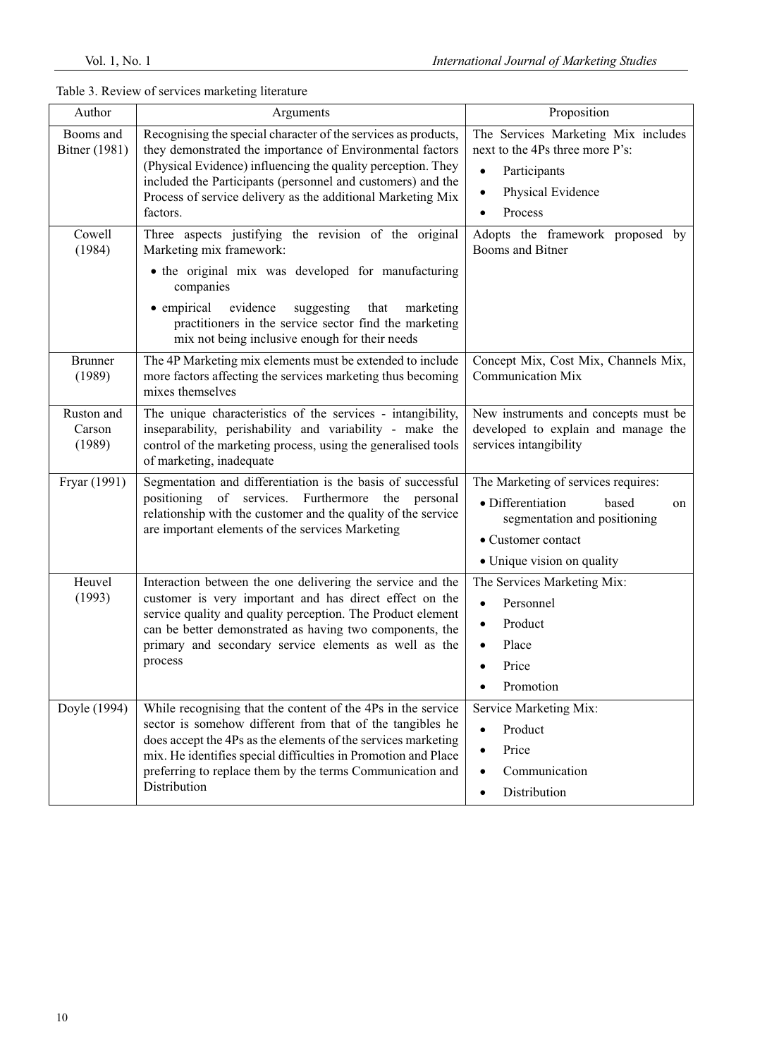Table 3. Review of services marketing literature

| Author | Arguments | Proposition |
|---|---|---|
| Booms and Bitner (1981) | Recognising the special character of the services as products, they demonstrated the importance of Environmental factors (Physical Evidence) influencing the quality perception. They included the Participants (personnel and customers) and the Process of service delivery as the additional Marketing Mix factors. | The Services Marketing Mix includes next to the 4Ps three more P's: • Participants • Physical Evidence • Process |
| Cowell (1984) | Three aspects justifying the revision of the original Marketing mix framework: • the original mix was developed for manufacturing companies • empirical evidence suggesting that marketing practitioners in the service sector find the marketing mix not being inclusive enough for their needs | Adopts the framework proposed by Booms and Bitner |
| Brunner (1989) | The 4P Marketing mix elements must be extended to include more factors affecting the services marketing thus becoming mixes themselves | Concept Mix, Cost Mix, Channels Mix, Communication Mix |
| Ruston and Carson (1989) | The unique characteristics of the services - intangibility, inseparability, perishability and variability - make the control of the marketing process, using the generalised tools of marketing, inadequate | New instruments and concepts must be developed to explain and manage the services intangibility |
| Fryar (1991) | Segmentation and differentiation is the basis of successful positioning of services. Furthermore the personal relationship with the customer and the quality of the service are important elements of the services Marketing | The Marketing of services requires: • Differentiation based on segmentation and positioning • Customer contact • Unique vision on quality |
| Heuvel (1993) | Interaction between the one delivering the service and the customer is very important and has direct effect on the service quality and quality perception. The Product element can be better demonstrated as having two components, the primary and secondary service elements as well as the process | The Services Marketing Mix: • Personnel • Product • Place • Price • Promotion |
| Doyle (1994) | While recognising that the content of the 4Ps in the service sector is somehow different from that of the tangibles he does accept the 4Ps as the elements of the services marketing mix. He identifies special difficulties in Promotion and Place preferring to replace them by the terms Communication and Distribution | Service Marketing Mix: • Product • Price • Communication • Distribution |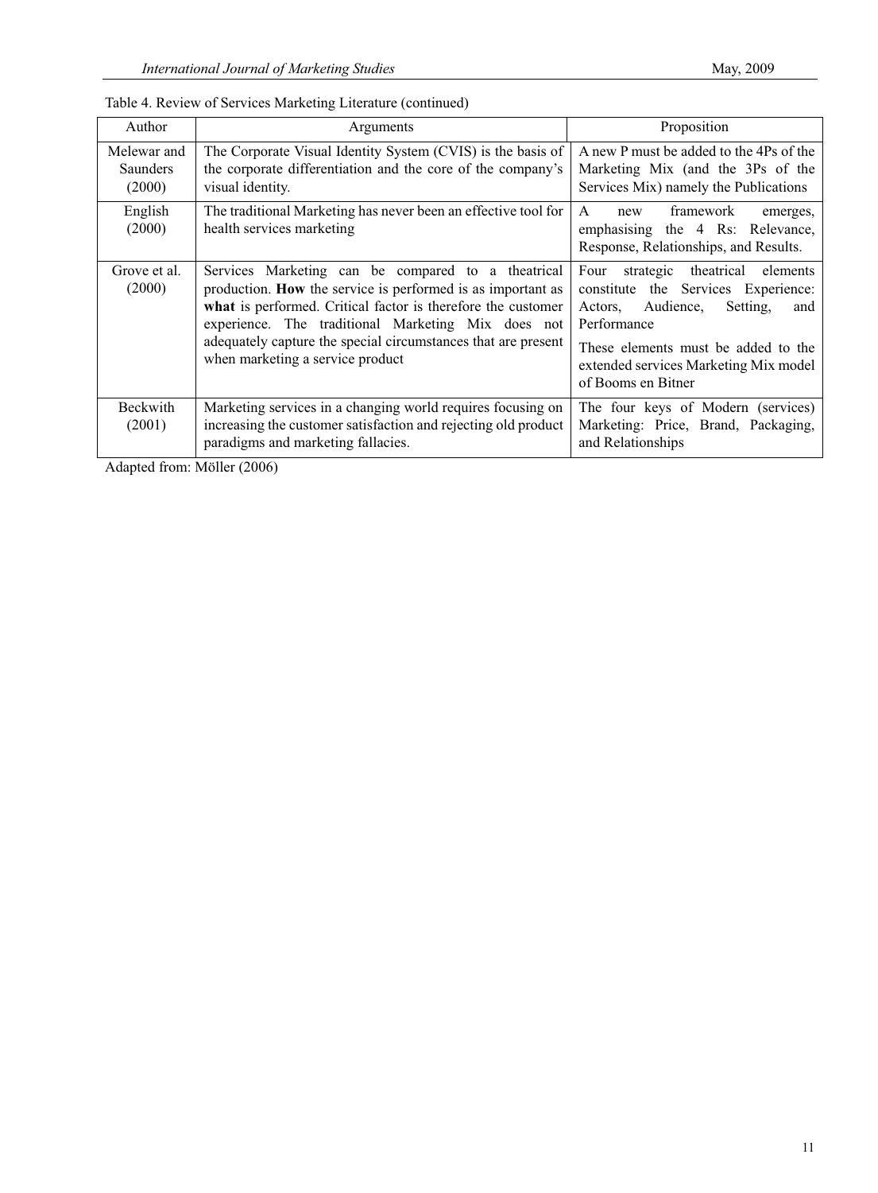Table 4. Review of Services Marketing Literature (continued)

| Author | Arguments | Proposition |
|---|---|---|
| Melewar and Saunders (2000) | The Corporate Visual Identity System (CVIS) is the basis of the corporate differentiation and the core of the company's visual identity. | A new P must be added to the 4Ps of the Marketing Mix (and the 3Ps of the Services Mix) namely the Publications |
| English (2000) | The traditional Marketing has never been an effective tool for health services marketing | A new framework emerges, emphasising the 4 Rs: Relevance, Response, Relationships, and Results. |
| Grove et al. (2000) | Services Marketing can be compared to a theatrical production. **How** the service is performed is as important as **what** is performed. Critical factor is therefore the customer experience. The traditional Marketing Mix does not adequately capture the special circumstances that are present when marketing a service product | Four strategic theatrical elements constitute the Services Experience: Actors, Audience, Setting, and Performance<br><br>These elements must be added to the extended services Marketing Mix model of Booms en Bitner |
| Beckwith (2001) | Marketing services in a changing world requires focusing on increasing the customer satisfaction and rejecting old product paradigms and marketing fallacies. | The four keys of Modern (services) Marketing: Price, Brand, Packaging, and Relationships |

Adapted from: Möller (2006)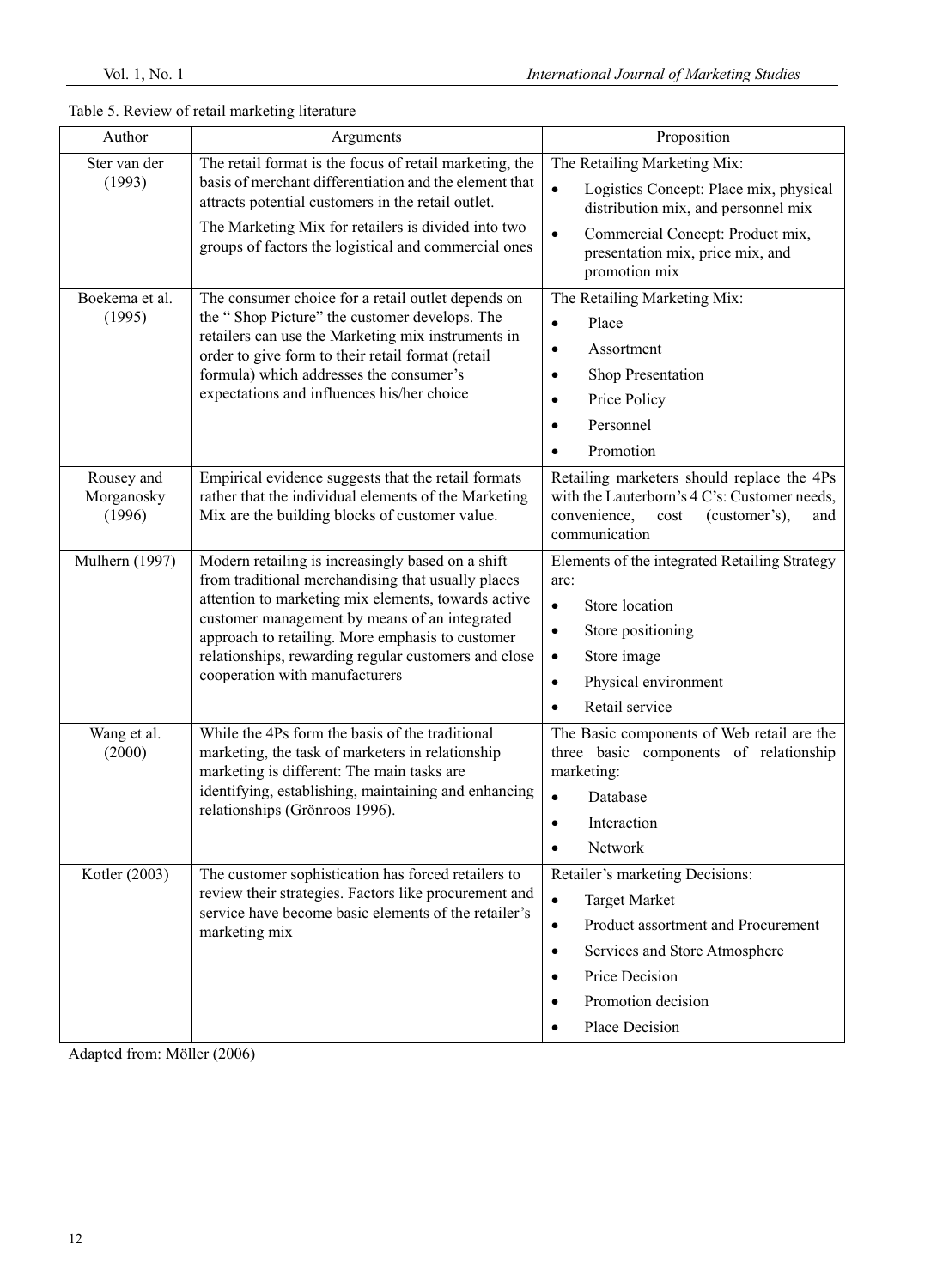Table 5. Review of retail marketing literature

| Author | Arguments | Proposition |
|---|---|---|
| Ster van der (1993) | The retail format is the focus of retail marketing, the basis of merchant differentiation and the element that attracts potential customers in the retail outlet. The Marketing Mix for retailers is divided into two groups of factors the logistical and commercial ones | The Retailing Marketing Mix: • Logistics Concept: Place mix, physical distribution mix, and personnel mix • Commercial Concept: Product mix, presentation mix, price mix, and promotion mix |
| Boekema et al. (1995) | The consumer choice for a retail outlet depends on the " Shop Picture" the customer develops. The retailers can use the Marketing mix instruments in order to give form to their retail format (retail formula) which addresses the consumer's expectations and influences his/her choice | The Retailing Marketing Mix: • Place • Assortment • Shop Presentation • Price Policy • Personnel • Promotion |
| Rousey and Morganosky (1996) | Empirical evidence suggests that the retail formats rather that the individual elements of the Marketing Mix are the building blocks of customer value. | Retailing marketers should replace the 4Ps with the Lauterborn's 4 C's: Customer needs, convenience, cost (customer's), and communication |
| Mulhern (1997) | Modern retailing is increasingly based on a shift from traditional merchandising that usually places attention to marketing mix elements, towards active customer management by means of an integrated approach to retailing. More emphasis to customer relationships, rewarding regular customers and close cooperation with manufacturers | Elements of the integrated Retailing Strategy are: • Store location • Store positioning • Store image • Physical environment • Retail service |
| Wang et al. (2000) | While the 4Ps form the basis of the traditional marketing, the task of marketers in relationship marketing is different: The main tasks are identifying, establishing, maintaining and enhancing relationships (Grönroos 1996). | The Basic components of Web retail are the three basic components of relationship marketing: • Database • Interaction • Network |
| Kotler (2003) | The customer sophistication has forced retailers to review their strategies. Factors like procurement and service have become basic elements of the retailer's marketing mix | Retailer's marketing Decisions: • Target Market • Product assortment and Procurement • Services and Store Atmosphere • Price Decision • Promotion decision • Place Decision |

Adapted from: Möller (2006)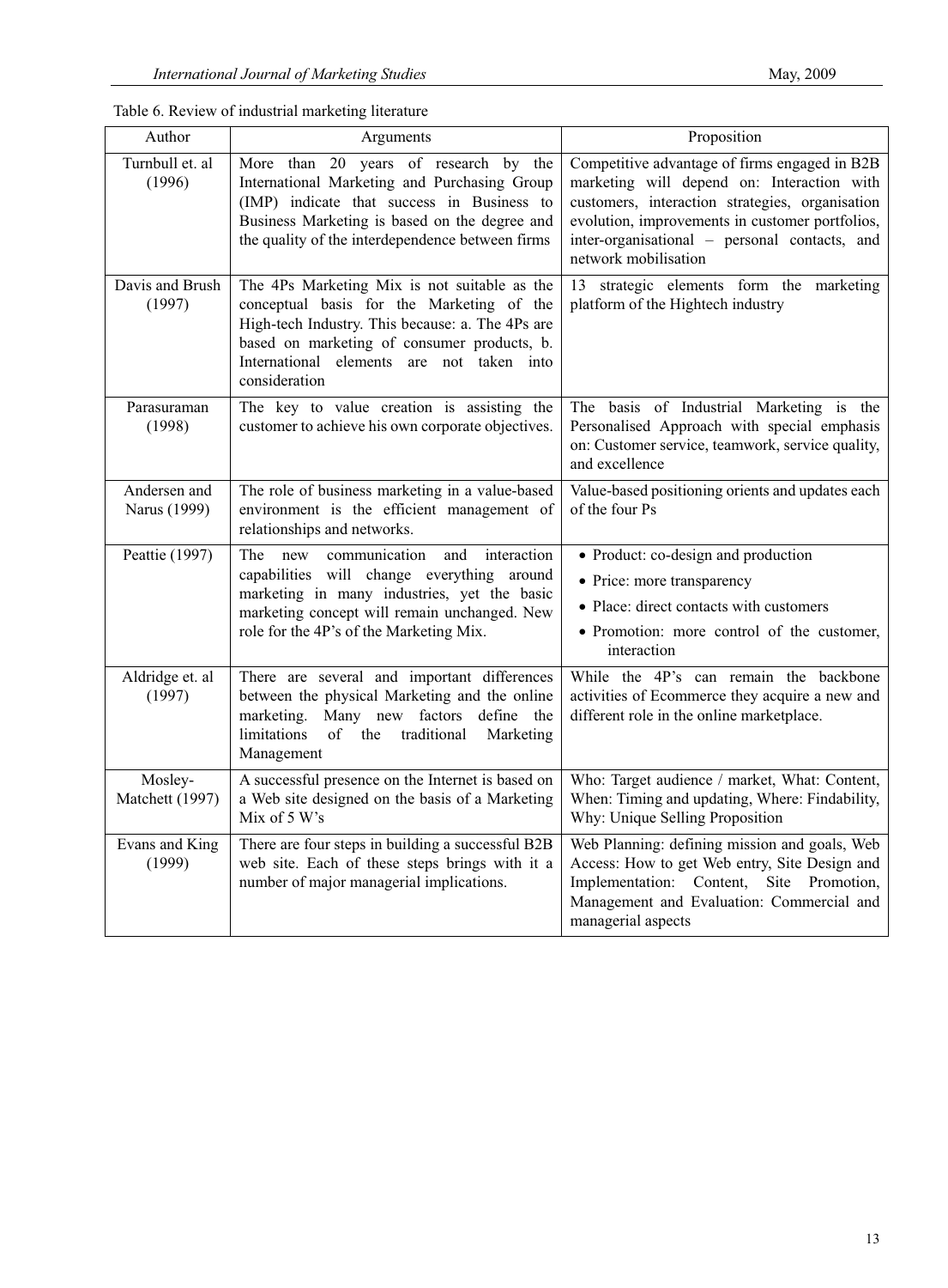Table 6. Review of industrial marketing literature

| Author | Arguments | Proposition |
|---|---|---|
| Turnbull et. al (1996) | More than 20 years of research by the International Marketing and Purchasing Group (IMP) indicate that success in Business to Business Marketing is based on the degree and the quality of the interdependence between firms | Competitive advantage of firms engaged in B2B marketing will depend on: Interaction with customers, interaction strategies, organisation evolution, improvements in customer portfolios, inter-organisational – personal contacts, and network mobilisation |
| Davis and Brush (1997) | The 4Ps Marketing Mix is not suitable as the conceptual basis for the Marketing of the High-tech Industry. This because: a. The 4Ps are based on marketing of consumer products, b. International elements are not taken into consideration | 13 strategic elements form the marketing platform of the Hightech industry |
| Parasuraman (1998) | The key to value creation is assisting the customer to achieve his own corporate objectives. | The basis of Industrial Marketing is the Personalised Approach with special emphasis on: Customer service, teamwork, service quality, and excellence |
| Andersen and Narus (1999) | The role of business marketing in a value-based environment is the efficient management of relationships and networks. | Value-based positioning orients and updates each of the four Ps |
| Peattie (1997) | The new communication and interaction capabilities will change everything around marketing in many industries, yet the basic marketing concept will remain unchanged. New role for the 4P's of the Marketing Mix. | • Product: co-design and production<br>• Price: more transparency<br>• Place: direct contacts with customers<br>• Promotion: more control of the customer, interaction |
| Aldridge et. al (1997) | There are several and important differences between the physical Marketing and the online marketing. Many new factors define the limitations of the traditional Marketing Management | While the 4P's can remain the backbone activities of Ecommerce they acquire a new and different role in the online marketplace. |
| Mosley-Matchett (1997) | A successful presence on the Internet is based on a Web site designed on the basis of a Marketing Mix of 5 W's | Who: Target audience / market, What: Content, When: Timing and updating, Where: Findability, Why: Unique Selling Proposition |
| Evans and King (1999) | There are four steps in building a successful B2B web site. Each of these steps brings with it a number of major managerial implications. | Web Planning: defining mission and goals, Web Access: How to get Web entry, Site Design and Implementation: Content, Site Promotion, Management and Evaluation: Commercial and managerial aspects |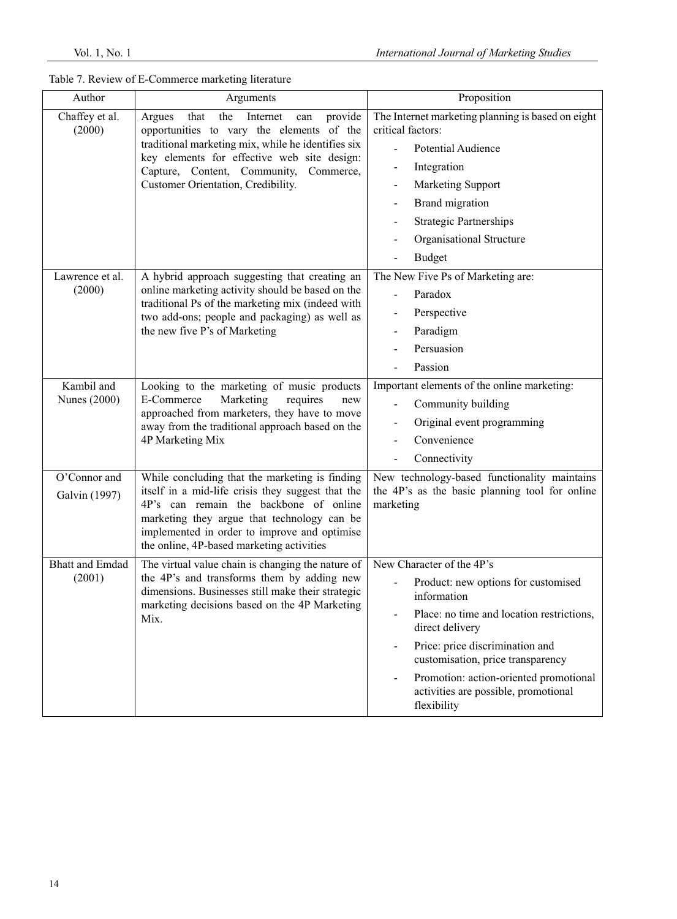Table 7. Review of E-Commerce marketing literature

| Author | Arguments | Proposition |
|---|---|---|
| Chaffey et al. (2000) | Argues that the Internet can provide opportunities to vary the elements of the traditional marketing mix, while he identifies six key elements for effective web site design: Capture, Content, Community, Commerce, Customer Orientation, Credibility. | The Internet marketing planning is based on eight critical factors: <br>- Potential Audience <br>- Integration <br>- Marketing Support <br>- Brand migration <br>- Strategic Partnerships <br>- Organisational Structure <br>- Budget |
| Lawrence et al. (2000) | A hybrid approach suggesting that creating an online marketing activity should be based on the traditional Ps of the marketing mix (indeed with two add-ons; people and packaging) as well as the new five P's of Marketing | The New Five Ps of Marketing are: <br>- Paradox <br>- Perspective <br>- Paradigm <br>- Persuasion <br>- Passion |
| Kambil and Nunes (2000) | Looking to the marketing of music products E-Commerce Marketing requires new approached from marketers, they have to move away from the traditional approach based on the 4P Marketing Mix | Important elements of the online marketing: <br>- Community building <br>- Original event programming <br>- Convenience <br>- Connectivity |
| O'Connor and Galvin (1997) | While concluding that the marketing is finding itself in a mid-life crisis they suggest that the 4P's can remain the backbone of online marketing they argue that technology can be implemented in order to improve and optimise the online, 4P-based marketing activities | New technology-based functionality maintains the 4P's as the basic planning tool for online marketing |
| Bhatt and Emdad (2001) | The virtual value chain is changing the nature of the 4P's and transforms them by adding new dimensions. Businesses still make their strategic marketing decisions based on the 4P Marketing Mix. | New Character of the 4P's <br>- Product: new options for customised information <br>- Place: no time and location restrictions, direct delivery <br>- Price: price discrimination and customisation, price transparency <br>- Promotion: action-oriented promotional activities are possible, promotional flexibility |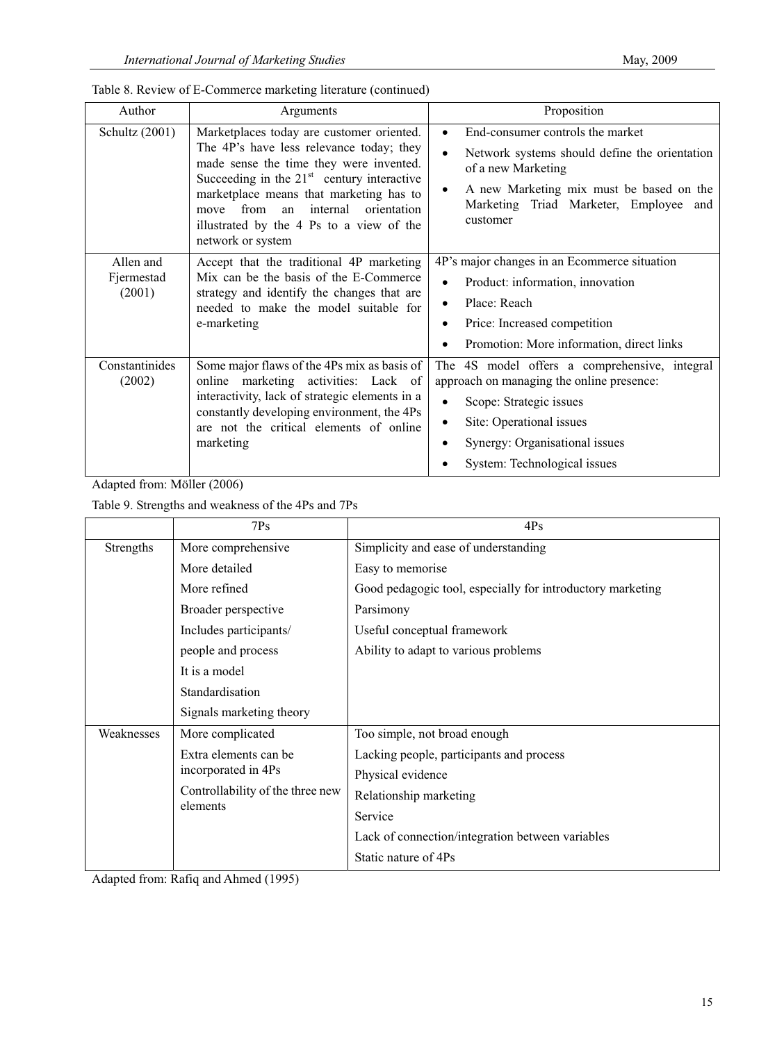Table 8. Review of E-Commerce marketing literature (continued)

| Author | Arguments | Proposition |
|---|---|---|
| Schultz (2001) | Marketplaces today are customer oriented. The 4P's have less relevance today; they made sense the time they were invented. Succeeding in the 21st century interactive marketplace means that marketing has to move from an internal orientation illustrated by the 4 Ps to a view of the network or system | • End-consumer controls the market<br>• Network systems should define the orientation of a new Marketing<br>• A new Marketing mix must be based on the Marketing Triad Marketer, Employee and customer |
| Allen and Fjermestad (2001) | Accept that the traditional 4P marketing Mix can be the basis of the E-Commerce strategy and identify the changes that are needed to make the model suitable for e-marketing | 4P's major changes in an Ecommerce situation<br>• Product: information, innovation<br>• Place: Reach<br>• Price: Increased competition<br>• Promotion: More information, direct links |
| Constantinides (2002) | Some major flaws of the 4Ps mix as basis of online marketing activities: Lack of interactivity, lack of strategic elements in a constantly developing environment, the 4Ps are not the critical elements of online marketing | The 4S model offers a comprehensive, integral approach on managing the online presence:<br>• Scope: Strategic issues<br>• Site: Operational issues<br>• Synergy: Organisational issues<br>• System: Technological issues |

Adapted from: Möller (2006)

Table 9. Strengths and weakness of the 4Ps and 7Ps

| | 7Ps | 4Ps |
|---|---|---|
| Strengths | More comprehensive<br>More detailed<br>More refined<br>Broader perspective<br>Includes participants/ people and process<br>It is a model<br>Standardisation<br>Signals marketing theory | Simplicity and ease of understanding<br>Easy to memorise<br>Good pedagogic tool, especially for introductory marketing<br>Parsimony<br>Useful conceptual framework<br>Ability to adapt to various problems |
| Weaknesses | More complicated<br>Extra elements can be incorporated in 4Ps<br>Controllability of the three new elements | Too simple, not broad enough<br>Lacking people, participants and process<br>Physical evidence<br>Relationship marketing<br>Service<br>Lack of connection/integration between variables<br>Static nature of 4Ps |

Adapted from: Rafiq and Ahmed (1995)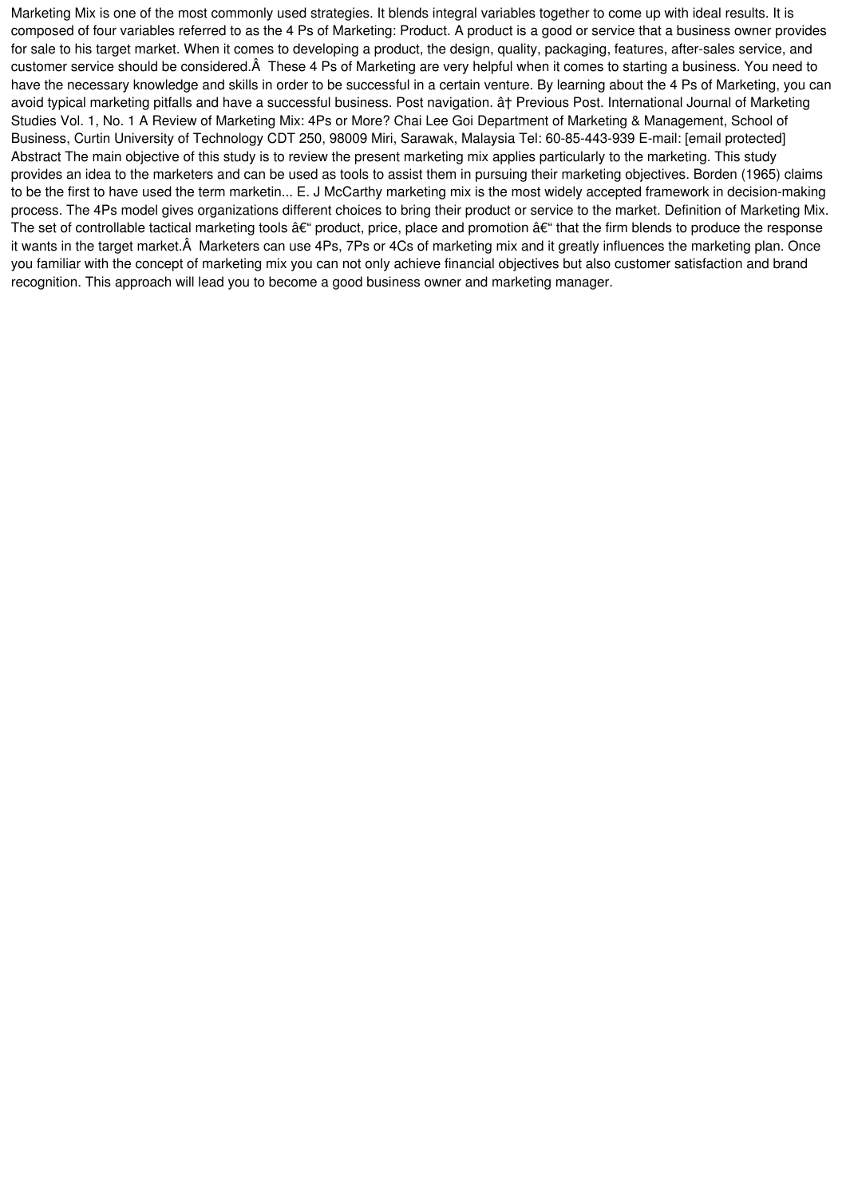Marketing Mix is one of the most commonly used strategies. It blends integral variables together to come up with ideal results. It is composed of four variables referred to as the 4 Ps of Marketing: Product. A product is a good or service that a business owner provides for sale to his target market. When it comes to developing a product, the design, quality, packaging, features, after-sales service, and customer service should be considered.Â  These 4 Ps of Marketing are very helpful when it comes to starting a business. You need to have the necessary knowledge and skills in order to be successful in a certain venture. By learning about the 4 Ps of Marketing, you can avoid typical marketing pitfalls and have a successful business. Post navigation. â† Previous Post. International Journal of Marketing Studies Vol. 1, No. 1 A Review of Marketing Mix: 4Ps or More? Chai Lee Goi Department of Marketing & Management, School of Business, Curtin University of Technology CDT 250, 98009 Miri, Sarawak, Malaysia Tel: 60-85-443-939 E-mail: [email protected] Abstract The main objective of this study is to review the present marketing mix applies particularly to the marketing. This study provides an idea to the marketers and can be used as tools to assist them in pursuing their marketing objectives. Borden (1965) claims to be the first to have used the term marketin... E. J McCarthy marketing mix is the most widely accepted framework in decision-making process. The 4Ps model gives organizations different choices to bring their product or service to the market. Definition of Marketing Mix. The set of controllable tactical marketing tools â€“ product, price, place and promotion â€“ that the firm blends to produce the response it wants in the target market.Â  Marketers can use 4Ps, 7Ps or 4Cs of marketing mix and it greatly influences the marketing plan. Once you familiar with the concept of marketing mix you can not only achieve financial objectives but also customer satisfaction and brand recognition. This approach will lead you to become a good business owner and marketing manager.